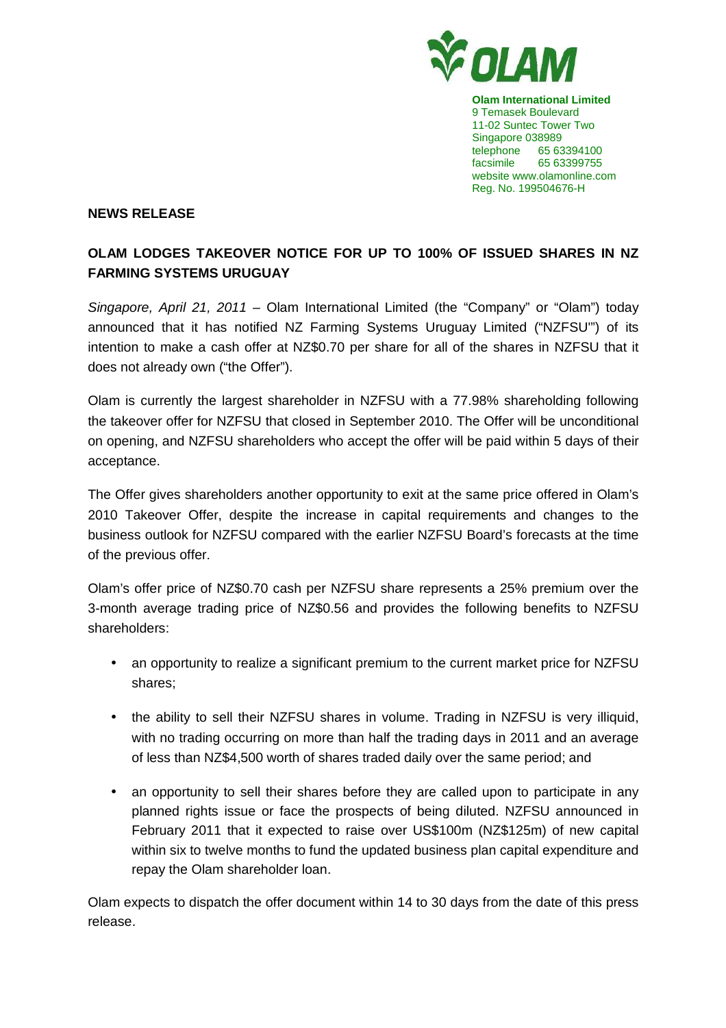**Olam International Limited**
9 Temasek Boulevard
11-02 Suntec Tower Two
Singapore 038989
telephone 65 63394100
facsimile 65 63399755
website www.olamonline.com
Reg. No. 199504676-H

**NEWS RELEASE**

**OLAM LODGES TAKEOVER NOTICE FOR UP TO 100% OF ISSUED SHARES IN NZ FARMING SYSTEMS URUGUAY**

*Singapore, April 21, 2011* – Olam International Limited (the "Company" or "Olam") today announced that it has notified NZ Farming Systems Uruguay Limited ("NZFSU'") of its intention to make a cash offer at NZ$0.70 per share for all of the shares in NZFSU that it does not already own ("the Offer").

Olam is currently the largest shareholder in NZFSU with a 77.98% shareholding following the takeover offer for NZFSU that closed in September 2010. The Offer will be unconditional on opening, and NZFSU shareholders who accept the offer will be paid within 5 days of their acceptance.

The Offer gives shareholders another opportunity to exit at the same price offered in Olam's 2010 Takeover Offer, despite the increase in capital requirements and changes to the business outlook for NZFSU compared with the earlier NZFSU Board's forecasts at the time of the previous offer.

Olam's offer price of NZ$0.70 cash per NZFSU share represents a 25% premium over the 3-month average trading price of NZ$0.56 and provides the following benefits to NZFSU shareholders:

- an opportunity to realize a significant premium to the current market price for NZFSU shares;
- the ability to sell their NZFSU shares in volume. Trading in NZFSU is very illiquid, with no trading occurring on more than half the trading days in 2011 and an average of less than NZ$4,500 worth of shares traded daily over the same period; and
- an opportunity to sell their shares before they are called upon to participate in any planned rights issue or face the prospects of being diluted. NZFSU announced in February 2011 that it expected to raise over US$100m (NZ$125m) of new capital within six to twelve months to fund the updated business plan capital expenditure and repay the Olam shareholder loan.

Olam expects to dispatch the offer document within 14 to 30 days from the date of this press release.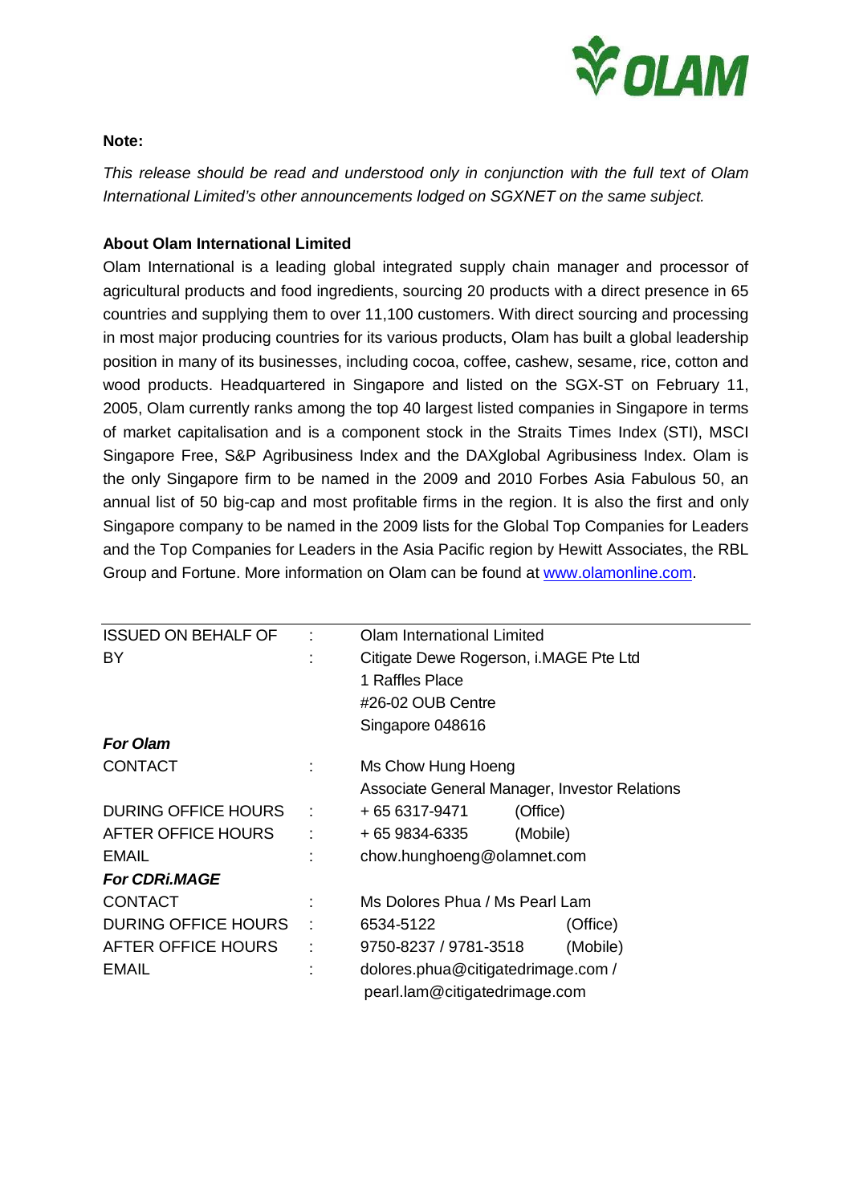**Note:**

*This release should be read and understood only in conjunction with the full text of Olam International Limited's other announcements lodged on SGXNET on the same subject.*

**About Olam International Limited**

Olam International is a leading global integrated supply chain manager and processor of agricultural products and food ingredients, sourcing 20 products with a direct presence in 65 countries and supplying them to over 11,100 customers. With direct sourcing and processing in most major producing countries for its various products, Olam has built a global leadership position in many of its businesses, including cocoa, coffee, cashew, sesame, rice, cotton and wood products. Headquartered in Singapore and listed on the SGX-ST on February 11, 2005, Olam currently ranks among the top 40 largest listed companies in Singapore in terms of market capitalisation and is a component stock in the Straits Times Index (STI), MSCI Singapore Free, S&P Agribusiness Index and the DAXglobal Agribusiness Index. Olam is the only Singapore firm to be named in the 2009 and 2010 Forbes Asia Fabulous 50, an annual list of 50 big-cap and most profitable firms in the region. It is also the first and only Singapore company to be named in the 2009 lists for the Global Top Companies for Leaders and the Top Companies for Leaders in the Asia Pacific region by Hewitt Associates, the RBL Group and Fortune. More information on Olam can be found at www.olamonline.com.

| | | | |
|---|---|---|---|
| ISSUED ON BEHALF OF | : | Olam International Limited | |
| BY | : | Citigate Dewe Rogerson, i.MAGE Pte Ltd | |
| | | 1 Raffles Place | |
| | | #26-02 OUB Centre | |
| | | Singapore 048616 | |
| ***For Olam*** | | | |
| CONTACT | : | Ms Chow Hung Hoeng | |
| | | Associate General Manager, Investor Relations | |
| DURING OFFICE HOURS | : | + 65 6317-9471 | (Office) |
| AFTER OFFICE HOURS | : | + 65 9834-6335 | (Mobile) |
| EMAIL | : | chow.hunghoeng@olamnet.com | |
| ***For CDRi.MAGE*** | | | |
| CONTACT | : | Ms Dolores Phua / Ms Pearl Lam | |
| DURING OFFICE HOURS | : | 6534-5122 | (Office) |
| AFTER OFFICE HOURS | : | 9750-8237 / 9781-3518 | (Mobile) |
| EMAIL | : | dolores.phua@citigatedrimage.com / pearl.lam@citigatedrimage.com | |